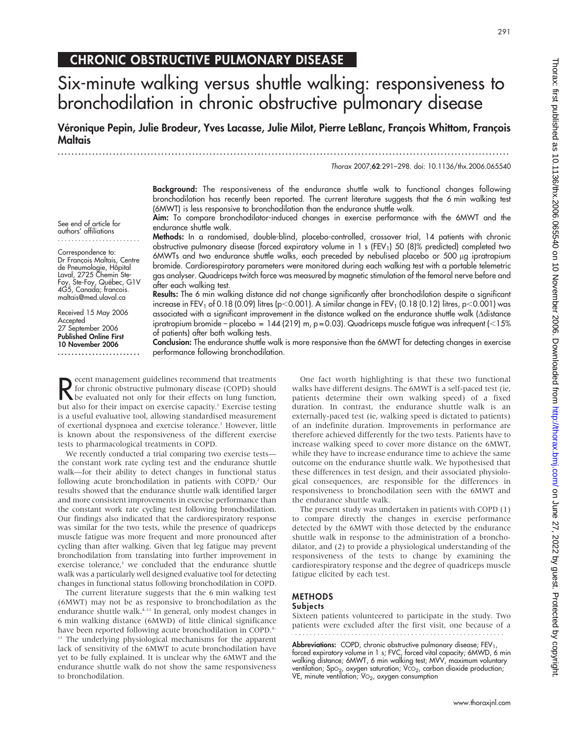## CHRONIC OBSTRUCTIVE PULMONARY DISEASE

# Six-minute walking versus shuttle walking: responsiveness to bronchodilation in chronic obstructive pulmonary disease

**Véronique Pepin, Julie Brodeur, Yves Lacasse, Julie Milot, Pierre LeBlanc, François Whittom, François Maltais**

*Thorax* 2007;**62**:291–298. doi: 10.1136/thx.2006.065540

See end of article for authors' affiliations

Correspondence to: Dr François Maltais, Centre de Pneumologie, Hôpital Laval, 2725 Chemin Ste-Foy, Ste-Foy, Québec, G1V 4G5, Canada; francois.maltais@med.ulaval.ca

Received 15 May 2006
Accepted 27 September 2006
**Published Online First 10 November 2006**

**Background:** The responsiveness of the endurance shuttle walk to functional changes following bronchodilation has recently been reported. The current literature suggests that the 6 min walking test (6MWT) is less responsive to bronchodilation than the endurance shuttle walk.

**Aim:** To compare bronchodilator-induced changes in exercise performance with the 6MWT and the endurance shuttle walk.

**Methods:** In a randomised, double-blind, placebo-controlled, crossover trial, 14 patients with chronic obstructive pulmonary disease (forced expiratory volume in 1 s ($FEV_1$) 50 (8)% predicted) completed two 6MWTs and two endurance shuttle walks, each preceded by nebulised placebo or 500 μg ipratropium bromide. Cardiorespiratory parameters were monitored during each walking test with a portable telemetric gas analyser. Quadriceps twitch force was measured by magnetic stimulation of the femoral nerve before and after each walking test.

**Results:** The 6 min walking distance did not change significantly after bronchodilation despite a significant increase in $FEV_1$ of 0.18 (0.09) litres ($p<0.001$). A similar change in $FEV_1$ (0.18 (0.12) litres, $p<0.001$) was associated with a significant improvement in the distance walked on the endurance shuttle walk (Δdistance ipratropium bromide − placebo = 144 (219) m, p = 0.03). Quadriceps muscle fatigue was infrequent (<15% of patients) after both walking tests.

**Conclusion:** The endurance shuttle walk is more responsive than the 6MWT for detecting changes in exercise performance following bronchodilation.

Recent management guidelines recommend that treatments for chronic obstructive pulmonary disease (COPD) should be evaluated not only for their effects on lung function, but also for their impact on exercise capacity.[1] Exercise testing is a useful evaluative tool, allowing standardised measurement of exertional dyspnoea and exercise tolerance.[1] However, little is known about the responsiveness of the different exercise tests to pharmacological treatments in COPD.

We recently conducted a trial comparing two exercise tests—the constant work rate cycling test and the endurance shuttle walk—for their ability to detect changes in functional status following acute bronchodilation in patients with COPD.[2] Our results showed that the endurance shuttle walk identified larger and more consistent improvements in exercise performance than the constant work rate cycling test following bronchodilation. Our findings also indicated that the cardiorespiratory response was similar for the two tests, while the presence of quadriceps muscle fatigue was more frequent and more pronounced after cycling than after walking. Given that leg fatigue may prevent bronchodilation from translating into further improvement in exercise tolerance,[3] we concluded that the endurance shuttle walk was a particularly well designed evaluative tool for detecting changes in functional status following bronchodilation in COPD.

The current literature suggests that the 6 min walking test (6MWT) may not be as responsive to bronchodilation as the endurance shuttle walk.[4–11] In general, only modest changes in 6 min walking distance (6MWD) of little clinical significance have been reported following acute bronchodilation in COPD.[4–11] The underlying physiological mechanisms for the apparent lack of sensitivity of the 6MWT to acute bronchodilation have yet to be fully explained. It is unclear why the 6MWT and the endurance shuttle walk do not show the same responsiveness to bronchodilation.

One fact worth highlighting is that these two functional walks have different designs. The 6MWT is a self-paced test (ie, patients determine their own walking speed) of a fixed duration. In contrast, the endurance shuttle walk is an externally-paced test (ie, walking speed is dictated to patients) of an indefinite duration. Improvements in performance are therefore achieved differently for the two tests. Patients have to increase walking speed to cover more distance on the 6MWT, while they have to increase endurance time to achieve the same outcome on the endurance shuttle walk. We hypothesised that these differences in test design, and their associated physiological consequences, are responsible for the differences in responsiveness to bronchodilation seen with the 6MWT and the endurance shuttle walk.

The present study was undertaken in patients with COPD (1) to compare directly the changes in exercise performance detected by the 6MWT with those detected by the endurance shuttle walk in response to the administration of a bronchodilator, and (2) to provide a physiological understanding of the responsiveness of the tests to change by examining the cardiorespiratory response and the degree of quadriceps muscle fatigue elicited by each test.

## METHODS

### Subjects

Sixteen patients volunteered to participate in the study. Two patients were excluded after the first visit, one because of a

**Abbreviations:** COPD, chronic obstructive pulmonary disease; $FEV_1$, forced expiratory volume in 1 s; FVC, forced vital capacity; 6MWD, 6 min walking distance; 6MWT, 6 min walking test; MVV, maximum voluntary ventilation; $SpO_2$, oxygen saturation; $\dot{V}CO_2$, carbon dioxide production; $\dot{V}E$, minute ventilation; $\dot{V}O_2$, oxygen consumption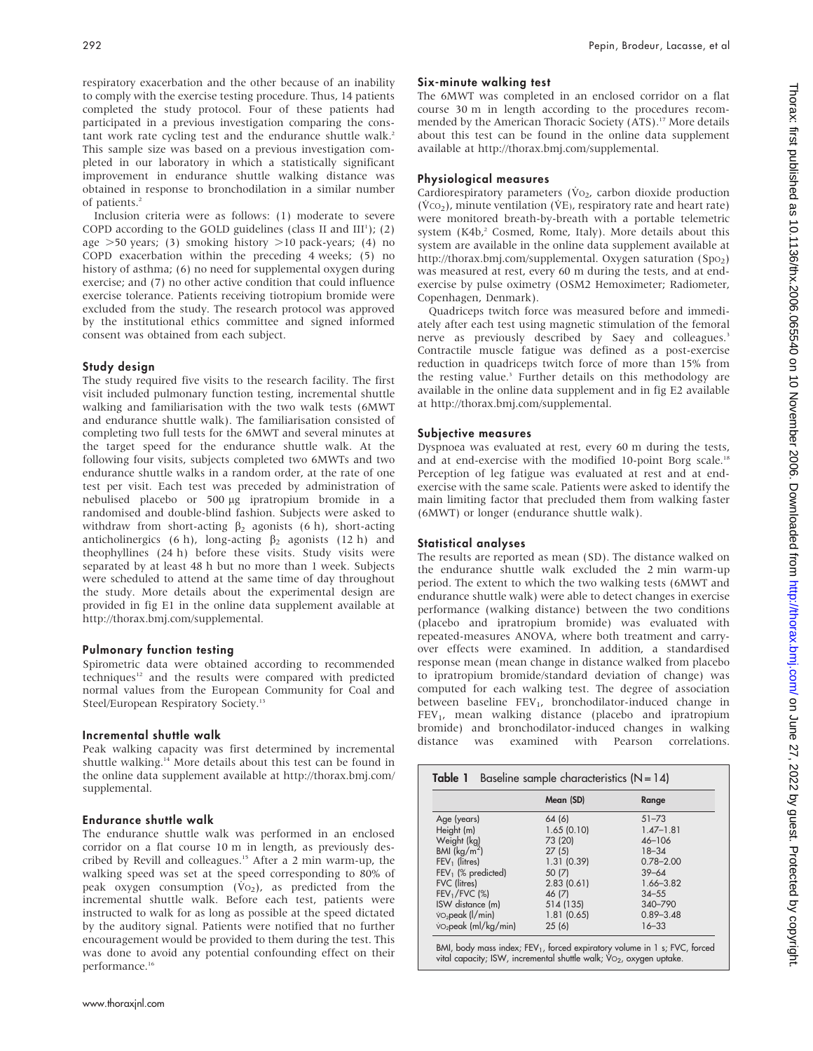respiratory exacerbation and the other because of an inability to comply with the exercise testing procedure. Thus, 14 patients completed the study protocol. Four of these patients had participated in a previous investigation comparing the constant work rate cycling test and the endurance shuttle walk.[2] This sample size was based on a previous investigation completed in our laboratory in which a statistically significant improvement in endurance shuttle walking distance was obtained in response to bronchodilation in a similar number of patients.[2]

Inclusion criteria were as follows: (1) moderate to severe COPD according to the GOLD guidelines (class II and III[1]); (2) age >50 years; (3) smoking history >10 pack-years; (4) no COPD exacerbation within the preceding 4 weeks; (5) no history of asthma; (6) no need for supplemental oxygen during exercise; and (7) no other active condition that could influence exercise tolerance. Patients receiving tiotropium bromide were excluded from the study. The research protocol was approved by the institutional ethics committee and signed informed consent was obtained from each subject.

## Study design

The study required five visits to the research facility. The first visit included pulmonary function testing, incremental shuttle walking and familiarisation with the two walk tests (6MWT and endurance shuttle walk). The familiarisation consisted of completing two full tests for the 6MWT and several minutes at the target speed for the endurance shuttle walk. At the following four visits, subjects completed two 6MWTs and two endurance shuttle walks in a random order, at the rate of one test per visit. Each test was preceded by administration of nebulised placebo or 500 μg ipratropium bromide in a randomised and double-blind fashion. Subjects were asked to withdraw from short-acting $\beta_2$ agonists (6 h), short-acting anticholinergics (6 h), long-acting $\beta_2$ agonists (12 h) and theophyllines (24 h) before these visits. Study visits were separated by at least 48 h but no more than 1 week. Subjects were scheduled to attend at the same time of day throughout the study. More details about the experimental design are provided in fig E1 in the online data supplement available at http://thorax.bmj.com/supplemental.

## Pulmonary function testing

Spirometric data were obtained according to recommended techniques[12] and the results were compared with predicted normal values from the European Community for Coal and Steel/European Respiratory Society.[13]

## Incremental shuttle walk

Peak walking capacity was first determined by incremental shuttle walking.[14] More details about this test can be found in the online data supplement available at http://thorax.bmj.com/supplemental.

## Endurance shuttle walk

The endurance shuttle walk was performed in an enclosed corridor on a flat course 10 m in length, as previously described by Revill and colleagues.[15] After a 2 min warm-up, the walking speed was set at the speed corresponding to 80% of peak oxygen consumption ($\dot{V}O_2$), as predicted from the incremental shuttle walk. Before each test, patients were instructed to walk for as long as possible at the speed dictated by the auditory signal. Patients were notified that no further encouragement would be provided to them during the test. This was done to avoid any potential confounding effect on their performance.[16]

## Six-minute walking test

The 6MWT was completed in an enclosed corridor on a flat course 30 m in length according to the procedures recommended by the American Thoracic Society (ATS).[17] More details about this test can be found in the online data supplement available at http://thorax.bmj.com/supplemental.

## Physiological measures

Cardiorespiratory parameters ($\dot{V}O_2$, carbon dioxide production ($\dot{V}CO_2$), minute ventilation ($\dot{V}E$), respiratory rate and heart rate) were monitored breath-by-breath with a portable telemetric system (K4b,[2] Cosmed, Rome, Italy). More details about this system are available in the online data supplement available at http://thorax.bmj.com/supplemental. Oxygen saturation ($SpO_2$) was measured at rest, every 60 m during the tests, and at end-exercise by pulse oximetry (OSM2 Hemoximeter; Radiometer, Copenhagen, Denmark).

Quadriceps twitch force was measured before and immediately after each test using magnetic stimulation of the femoral nerve as previously described by Saey and colleagues.[3] Contractile muscle fatigue was defined as a post-exercise reduction in quadriceps twitch force of more than 15% from the resting value.[3] Further details on this methodology are available in the online data supplement and in fig E2 available at http://thorax.bmj.com/supplemental.

## Subjective measures

Dyspnoea was evaluated at rest, every 60 m during the tests, and at end-exercise with the modified 10-point Borg scale.[18] Perception of leg fatigue was evaluated at rest and at end-exercise with the same scale. Patients were asked to identify the main limiting factor that precluded them from walking faster (6MWT) or longer (endurance shuttle walk).

## Statistical analyses

The results are reported as mean (SD). The distance walked on the endurance shuttle walk excluded the 2 min warm-up period. The extent to which the two walking tests (6MWT and endurance shuttle walk) were able to detect changes in exercise performance (walking distance) between the two conditions (placebo and ipratropium bromide) was evaluated with repeated-measures ANOVA, where both treatment and carry-over effects were examined. In addition, a standardised response mean (mean change in distance walked from placebo to ipratropium bromide/standard deviation of change) was computed for each walking test. The degree of association between baseline $FEV_1$, bronchodilator-induced change in $FEV_1$, mean walking distance (placebo and ipratropium bromide) and bronchodilator-induced changes in walking distance was examined with Pearson correlations.

**Table 1** Baseline sample characteristics (N = 14)

| | Mean (SD) | Range |
|---|---|---|
| Age (years) | 64 (6) | 51–73 |
| Height (m) | 1.65 (0.10) | 1.47–1.81 |
| Weight (kg) | 73 (20) | 46–106 |
| BMI (kg/m$^2$) | 27 (5) | 18–34 |
| $FEV_1$ (litres) | 1.31 (0.39) | 0.78–2.00 |
| $FEV_1$ (% predicted) | 50 (7) | 39–64 |
| FVC (litres) | 2.83 (0.61) | 1.66–3.82 |
| $FEV_1$/FVC (%) | 46 (7) | 34–55 |
| ISW distance (m) | 514 (135) | 340–790 |
| $\dot{V}O_2$peak (l/min) | 1.81 (0.65) | 0.89–3.48 |
| $\dot{V}O_2$peak (ml/kg/min) | 25 (6) | 16–33 |

BMI, body mass index; $FEV_1$, forced expiratory volume in 1 s; FVC, forced vital capacity; ISW, incremental shuttle walk; $\dot{V}O_2$, oxygen uptake.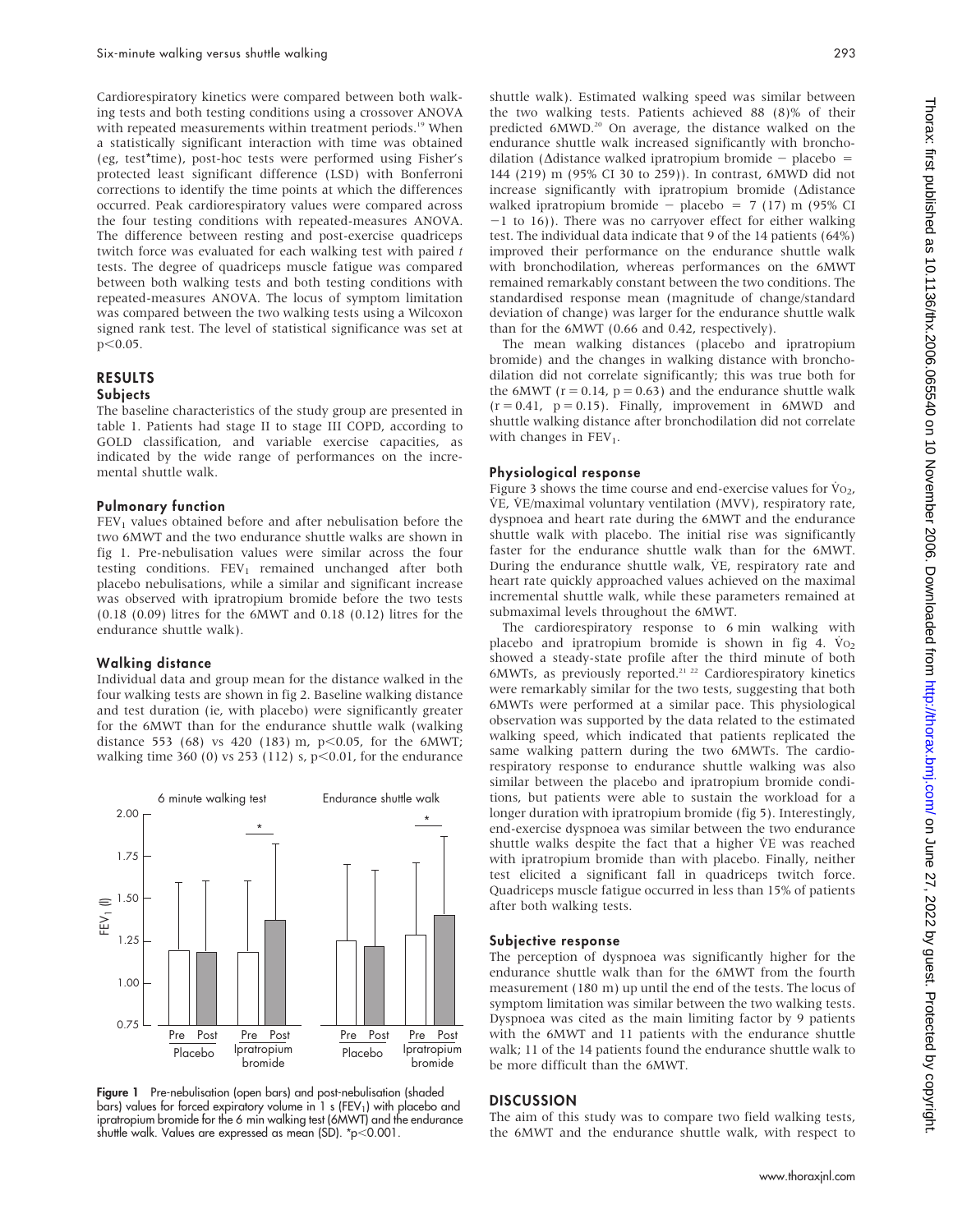Cardiorespiratory kinetics were compared between both walking tests and both testing conditions using a crossover ANOVA with repeated measurements within treatment periods.[19] When a statistically significant interaction with time was obtained (eg, test*time), post-hoc tests were performed using Fisher's protected least significant difference (LSD) with Bonferroni corrections to identify the time points at which the differences occurred. Peak cardiorespiratory values were compared across the four testing conditions with repeated-measures ANOVA. The difference between resting and post-exercise quadriceps twitch force was evaluated for each walking test with paired *t* tests. The degree of quadriceps muscle fatigue was compared between both walking tests and both testing conditions with repeated-measures ANOVA. The locus of symptom limitation was compared between the two walking tests using a Wilcoxon signed rank test. The level of statistical significance was set at $p<0.05$.

## RESULTS

### Subjects

The baseline characteristics of the study group are presented in table 1. Patients had stage II to stage III COPD, according to GOLD classification, and variable exercise capacities, as indicated by the wide range of performances on the incremental shuttle walk.

### Pulmonary function

$FEV_1$ values obtained before and after nebulisation before the two 6MWT and the two endurance shuttle walks are shown in fig 1. Pre-nebulisation values were similar across the four testing conditions. $FEV_1$ remained unchanged after both placebo nebulisations, while a similar and significant increase was observed with ipratropium bromide before the two tests (0.18 (0.09) litres for the 6MWT and 0.18 (0.12) litres for the endurance shuttle walk).

### Walking distance

Individual data and group mean for the distance walked in the four walking tests are shown in fig 2. Baseline walking distance and test duration (ie, with placebo) were significantly greater for the 6MWT than for the endurance shuttle walk (walking distance 553 (68) vs 420 (183) m, $p<0.05$, for the 6MWT; walking time 360 (0) vs 253 (112) s, $p<0.01$, for the endurance shuttle walk). Estimated walking speed was similar between the two walking tests. Patients achieved 88 (8)% of their predicted 6MWD.[20] On average, the distance walked on the endurance shuttle walk increased significantly with bronchodilation (Δdistance walked ipratropium bromide − placebo = 144 (219) m (95% CI 30 to 259)). In contrast, 6MWD did not increase significantly with ipratropium bromide (Δdistance walked ipratropium bromide − placebo = 7 (17) m (95% CI −1 to 16)). There was no carryover effect for either walking test. The individual data indicate that 9 of the 14 patients (64%) improved their performance on the endurance shuttle walk with bronchodilation, whereas performances on the 6MWT remained remarkably constant between the two conditions. The standardised response mean (magnitude of change/standard deviation of change) was larger for the endurance shuttle walk than for the 6MWT (0.66 and 0.42, respectively).

The mean walking distances (placebo and ipratropium bromide) and the changes in walking distance with bronchodilation did not correlate significantly; this was true both for the 6MWT ($r = 0.14$, $p = 0.63$) and the endurance shuttle walk ($r = 0.41$, $p = 0.15$). Finally, improvement in 6MWD and shuttle walking distance after bronchodilation did not correlate with changes in $FEV_1$.

**Figure 1** Pre-nebulisation (open bars) and post-nebulisation (shaded bars) values for forced expiratory volume in 1 s ($FEV_1$) with placebo and ipratropium bromide for the 6 min walking test (6MWT) and the endurance shuttle walk. Values are expressed as mean (SD). *$p<0.001$.

### Physiological response

Figure 3 shows the time course and end-exercise values for $\dot{V}O_2$, $\dot{V}E$, $\dot{V}E$/maximal voluntary ventilation (MVV), respiratory rate, dyspnoea and heart rate during the 6MWT and the endurance shuttle walk with placebo. The initial rise was significantly faster for the endurance shuttle walk than for the 6MWT. During the endurance shuttle walk, $\dot{V}E$, respiratory rate and heart rate quickly approached values achieved on the maximal incremental shuttle walk, while these parameters remained at submaximal levels throughout the 6MWT.

The cardiorespiratory response to 6 min walking with placebo and ipratropium bromide is shown in fig 4. $\dot{V}O_2$ showed a steady-state profile after the third minute of both 6MWTs, as previously reported.[21,22] Cardiorespiratory kinetics were remarkably similar for the two tests, suggesting that both 6MWTs were performed at a similar pace. This physiological observation was supported by the data related to the estimated walking speed, which indicated that patients replicated the same walking pattern during the two 6MWTs. The cardiorespiratory response to endurance shuttle walking was also similar between the placebo and ipratropium bromide conditions, but patients were able to sustain the workload for a longer duration with ipratropium bromide (fig 5). Interestingly, end-exercise dyspnoea was similar between the two endurance shuttle walks despite the fact that a higher $\dot{V}E$ was reached with ipratropium bromide than with placebo. Finally, neither test elicited a significant fall in quadriceps twitch force. Quadriceps muscle fatigue occurred in less than 15% of patients after both walking tests.

### Subjective response

The perception of dyspnoea was significantly higher for the endurance shuttle walk than for the 6MWT from the fourth measurement (180 m) up until the end of the tests. The locus of symptom limitation was similar between the two walking tests. Dyspnoea was cited as the main limiting factor by 9 patients with the 6MWT and 11 patients with the endurance shuttle walk; 11 of the 14 patients found the endurance shuttle walk to be more difficult than the 6MWT.

## DISCUSSION

The aim of this study was to compare two field walking tests, the 6MWT and the endurance shuttle walk, with respect to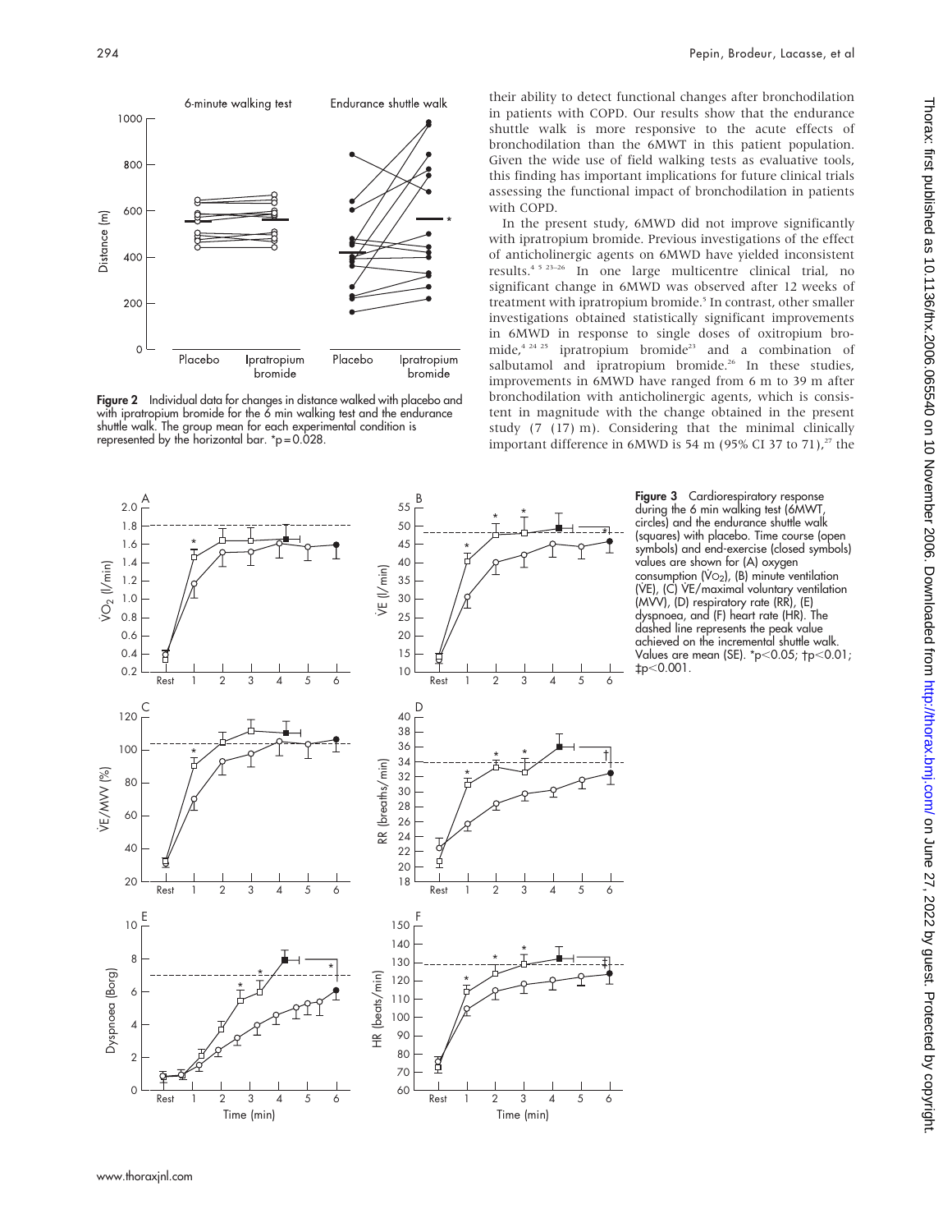**Figure 2** Individual data for changes in distance walked with placebo and with ipratropium bromide for the 6 min walking test and the endurance shuttle walk. The group mean for each experimental condition is represented by the horizontal bar. *p = 0.028.

their ability to detect functional changes after bronchodilation in patients with COPD. Our results show that the endurance shuttle walk is more responsive to the acute effects of bronchodilation than the 6MWT in this patient population. Given the wide use of field walking tests as evaluative tools, this finding has important implications for future clinical trials assessing the functional impact of bronchodilation in patients with COPD.

In the present study, 6MWD did not improve significantly with ipratropium bromide. Previous investigations of the effect of anticholinergic agents on 6MWD have yielded inconsistent results.[4 5 23–26] In one large multicentre clinical trial, no significant change in 6MWD was observed after 12 weeks of treatment with ipratropium bromide.[5] In contrast, other smaller investigations obtained statistically significant improvements in 6MWD in response to single doses of oxitropium bromide,[4 24 25] ipratropium bromide[23] and a combination of salbutamol and ipratropium bromide.[26] In these studies, improvements in 6MWD have ranged from 6 m to 39 m after bronchodilation with anticholinergic agents, which is consistent in magnitude with the change obtained in the present study (7 (17) m). Considering that the minimal clinically important difference in 6MWD is 54 m (95% CI 37 to 71),[27] the

**Figure 3** Cardiorespiratory response during the 6 min walking test (6MWT, circles) and the endurance shuttle walk (squares) with placebo. Time course (open symbols) and end-exercise (closed symbols) values are shown for (A) oxygen consumption ($\dot{V}O_2$), (B) minute ventilation ($\dot{V}E$), (C) $\dot{V}E$/maximal voluntary ventilation (MVV), (D) respiratory rate (RR), (E) dyspnoea, and (F) heart rate (HR). The dashed line represents the peak value achieved on the incremental shuttle walk. Values are mean (SE). *p<0.05; †p<0.01; ‡p<0.001.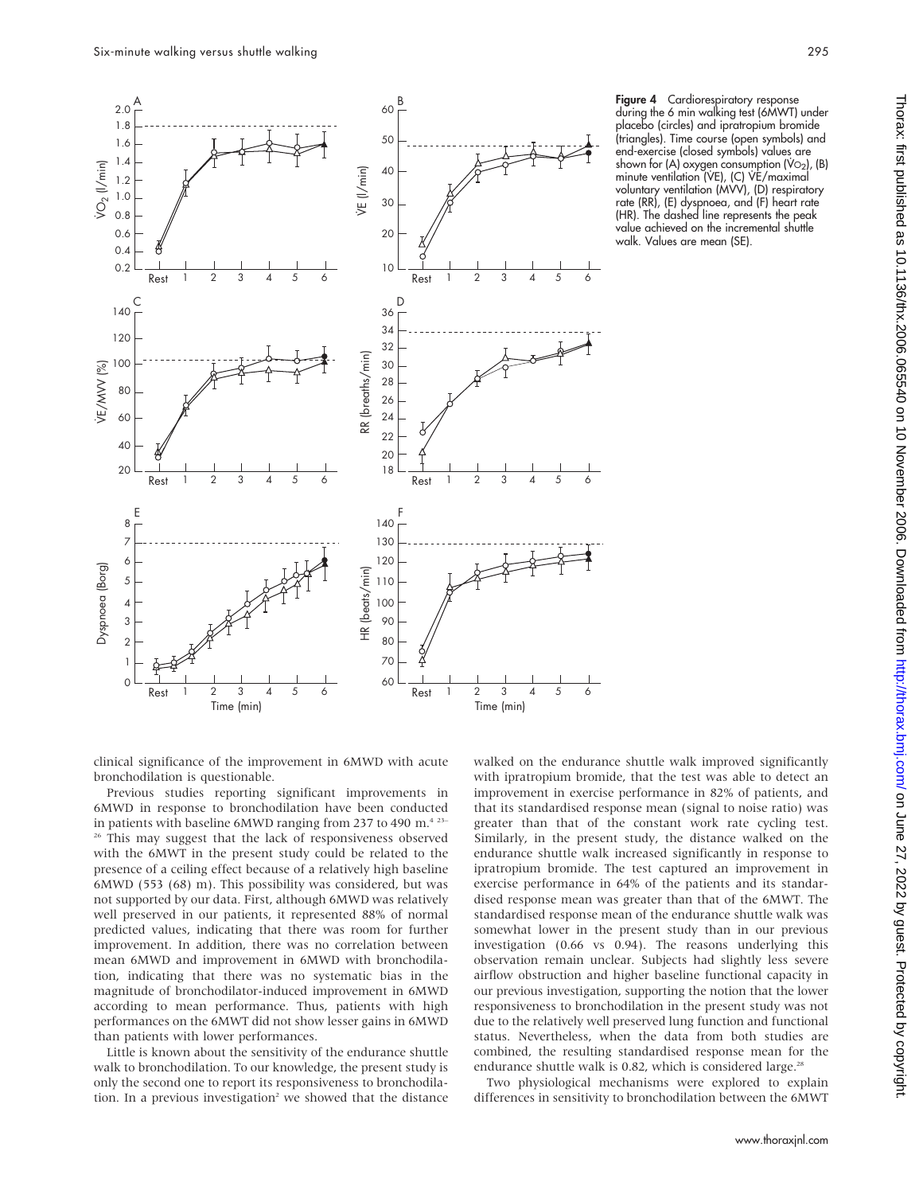**Figure 4** Cardiorespiratory response during the 6 min walking test (6MWT) under placebo (circles) and ipratropium bromide (triangles). Time course (open symbols) and end-exercise (closed symbols) values are shown for (A) oxygen consumption ($\dot{V}O_2$), (B) minute ventilation ($\dot{V}E$), (C) $\dot{V}E$/maximal voluntary ventilation (MVV), (D) respiratory rate (RR), (E) dyspnoea, and (F) heart rate (HR). The dashed line represents the peak value achieved on the incremental shuttle walk. Values are mean (SE).

clinical significance of the improvement in 6MWD with acute bronchodilation is questionable.

Previous studies reporting significant improvements in 6MWD in response to bronchodilation have been conducted in patients with baseline 6MWD ranging from 237 to 490 m.[4 23–26] This may suggest that the lack of responsiveness observed with the 6MWT in the present study could be related to the presence of a ceiling effect because of a relatively high baseline 6MWD (553 (68) m). This possibility was considered, but was not supported by our data. First, although 6MWD was relatively well preserved in our patients, it represented 88% of normal predicted values, indicating that there was room for further improvement. In addition, there was no correlation between mean 6MWD and improvement in 6MWD with bronchodilation, indicating that there was no systematic bias in the magnitude of bronchodilator-induced improvement in 6MWD according to mean performance. Thus, patients with high performances on the 6MWT did not show lesser gains in 6MWD than patients with lower performances.

Little is known about the sensitivity of the endurance shuttle walk to bronchodilation. To our knowledge, the present study is only the second one to report its responsiveness to bronchodilation. In a previous investigation[2] we showed that the distance walked on the endurance shuttle walk improved significantly with ipratropium bromide, that the test was able to detect an improvement in exercise performance in 82% of patients, and that its standardised response mean (signal to noise ratio) was greater than that of the constant work rate cycling test. Similarly, in the present study, the distance walked on the endurance shuttle walk increased significantly in response to ipratropium bromide. The test captured an improvement in exercise performance in 64% of the patients and its standardised response mean was greater than that of the 6MWT. The standardised response mean of the endurance shuttle walk was somewhat lower in the present study than in our previous investigation (0.66 vs 0.94). The reasons underlying this observation remain unclear. Subjects had slightly less severe airflow obstruction and higher baseline functional capacity in our previous investigation, supporting the notion that the lower responsiveness to bronchodilation in the present study was not due to the relatively well preserved lung function and functional status. Nevertheless, when the data from both studies are combined, the resulting standardised response mean for the endurance shuttle walk is 0.82, which is considered large.[28]

Two physiological mechanisms were explored to explain differences in sensitivity to bronchodilation between the 6MWT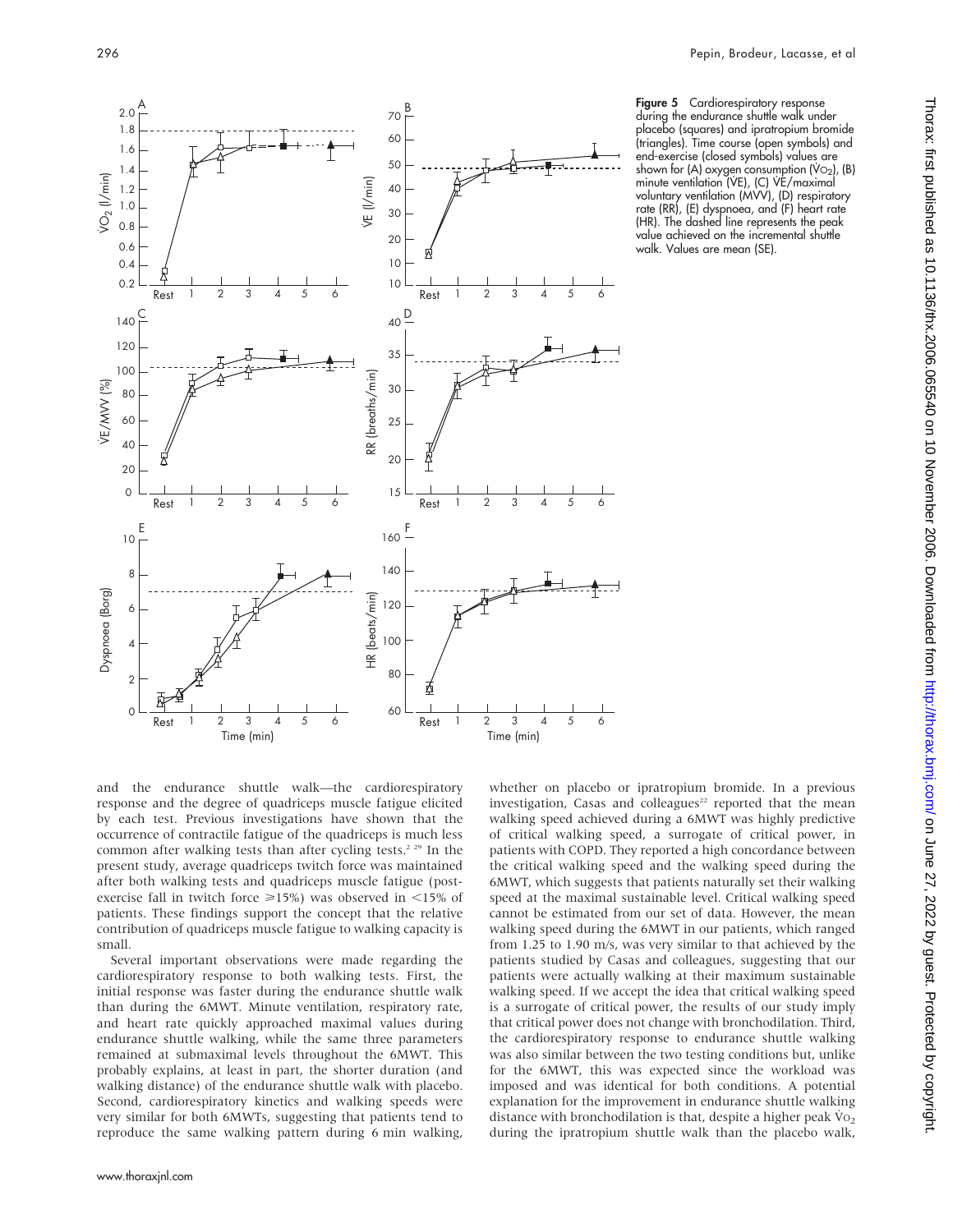**Figure 5** Cardiorespiratory response during the endurance shuttle walk under placebo (squares) and ipratropium bromide (triangles). Time course (open symbols) and end-exercise (closed symbols) values are shown for (A) oxygen consumption ($\dot{V}O_2$), (B) minute ventilation (VE), (C) $\dot{V}E$/maximal voluntary ventilation (MVV), (D) respiratory rate (RR), (E) dyspnoea, and (F) heart rate (HR). The dashed line represents the peak value achieved on the incremental shuttle walk. Values are mean (SE).

and the endurance shuttle walk—the cardiorespiratory response and the degree of quadriceps muscle fatigue elicited by each test. Previous investigations have shown that the occurrence of contractile fatigue of the quadriceps is much less common after walking tests than after cycling tests.[2 29] In the present study, average quadriceps twitch force was maintained after both walking tests and quadriceps muscle fatigue (post-exercise fall in twitch force ≥15%) was observed in <15% of patients. These findings support the concept that the relative contribution of quadriceps muscle fatigue to walking capacity is small.

Several important observations were made regarding the cardiorespiratory response to both walking tests. First, the initial response was faster during the endurance shuttle walk than during the 6MWT. Minute ventilation, respiratory rate, and heart rate quickly approached maximal values during endurance shuttle walking, while the same three parameters remained at submaximal levels throughout the 6MWT. This probably explains, at least in part, the shorter duration (and walking distance) of the endurance shuttle walk with placebo. Second, cardiorespiratory kinetics and walking speeds were very similar for both 6MWTs, suggesting that patients tend to reproduce the same walking pattern during 6 min walking, whether on placebo or ipratropium bromide. In a previous investigation, Casas and colleagues[22] reported that the mean walking speed achieved during a 6MWT was highly predictive of critical walking speed, a surrogate of critical power, in patients with COPD. They reported a high concordance between the critical walking speed and the walking speed during the 6MWT, which suggests that patients naturally set their walking speed at the maximal sustainable level. Critical walking speed cannot be estimated from our set of data. However, the mean walking speed during the 6MWT in our patients, which ranged from 1.25 to 1.90 m/s, was very similar to that achieved by the patients studied by Casas and colleagues, suggesting that our patients were actually walking at their maximum sustainable walking speed. If we accept the idea that critical walking speed is a surrogate of critical power, the results of our study imply that critical power does not change with bronchodilation. Third, the cardiorespiratory response to endurance shuttle walking was also similar between the two testing conditions but, unlike for the 6MWT, this was expected since the workload was imposed and was identical for both conditions. A potential explanation for the improvement in endurance shuttle walking distance with bronchodilation is that, despite a higher peak $\dot{V}O_2$ during the ipratropium shuttle walk than the placebo walk,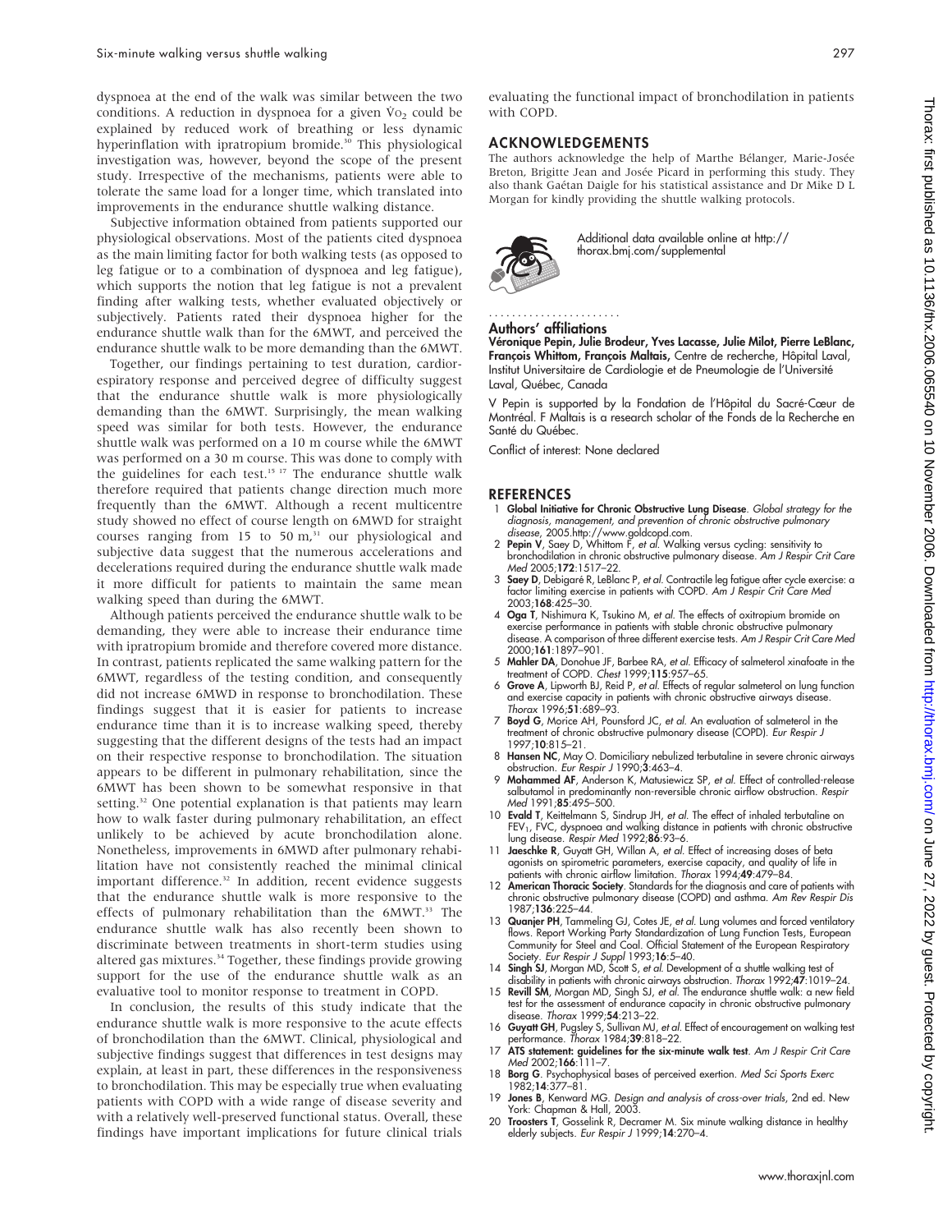dyspnoea at the end of the walk was similar between the two conditions. A reduction in dyspnoea for a given $\dot{V}O_2$ could be explained by reduced work of breathing or less dynamic hyperinflation with ipratropium bromide.[30] This physiological investigation was, however, beyond the scope of the present study. Irrespective of the mechanisms, patients were able to tolerate the same load for a longer time, which translated into improvements in the endurance shuttle walking distance.

Subjective information obtained from patients supported our physiological observations. Most of the patients cited dyspnoea as the main limiting factor for both walking tests (as opposed to leg fatigue or to a combination of dyspnoea and leg fatigue), which supports the notion that leg fatigue is not a prevalent finding after walking tests, whether evaluated objectively or subjectively. Patients rated their dyspnoea higher for the endurance shuttle walk than for the 6MWT, and perceived the endurance shuttle walk to be more demanding than the 6MWT.

Together, our findings pertaining to test duration, cardiorespiratory response and perceived degree of difficulty suggest that the endurance shuttle walk is more physiologically demanding than the 6MWT. Surprisingly, the mean walking speed was similar for both tests. However, the endurance shuttle walk was performed on a 10 m course while the 6MWT was performed on a 30 m course. This was done to comply with the guidelines for each test.[15 17] The endurance shuttle walk therefore required that patients change direction much more frequently than the 6MWT. Although a recent multicentre study showed no effect of course length on 6MWD for straight courses ranging from 15 to 50 m,[31] our physiological and subjective data suggest that the numerous accelerations and decelerations required during the endurance shuttle walk made it more difficult for patients to maintain the same mean walking speed than during the 6MWT.

Although patients perceived the endurance shuttle walk to be demanding, they were able to increase their endurance time with ipratropium bromide and therefore covered more distance. In contrast, patients replicated the same walking pattern for the 6MWT, regardless of the testing condition, and consequently did not increase 6MWD in response to bronchodilation. These findings suggest that it is easier for patients to increase endurance time than it is to increase walking speed, thereby suggesting that the different designs of the tests had an impact on their respective response to bronchodilation. The situation appears to be different in pulmonary rehabilitation, since the 6MWT has been shown to be somewhat responsive in that setting.[32] One potential explanation is that patients may learn how to walk faster during pulmonary rehabilitation, an effect unlikely to be achieved by acute bronchodilation alone. Nonetheless, improvements in 6MWD after pulmonary rehabilitation have not consistently reached the minimal clinical important difference.[32] In addition, recent evidence suggests that the endurance shuttle walk is more responsive to the effects of pulmonary rehabilitation than the 6MWT.[33] The endurance shuttle walk has also recently been shown to discriminate between treatments in short-term studies using altered gas mixtures.[34] Together, these findings provide growing support for the use of the endurance shuttle walk as an evaluative tool to monitor response to treatment in COPD.

In conclusion, the results of this study indicate that the endurance shuttle walk is more responsive to the acute effects of bronchodilation than the 6MWT. Clinical, physiological and subjective findings suggest that differences in test designs may explain, at least in part, these differences in the responsiveness to bronchodilation. This may be especially true when evaluating patients with COPD with a wide range of disease severity and with a relatively well-preserved functional status. Overall, these findings have important implications for future clinical trials evaluating the functional impact of bronchodilation in patients with COPD.

## ACKNOWLEDGEMENTS

The authors acknowledge the help of Marthe Bélanger, Marie-Josée Breton, Brigitte Jean and Josée Picard in performing this study. They also thank Gaétan Daigle for his statistical assistance and Dr Mike D L Morgan for kindly providing the shuttle walking protocols.

Additional data available online at http://thorax.bmj.com/supplemental

### Authors' affiliations

**Véronique Pepin, Julie Brodeur, Yves Lacasse, Julie Milot, Pierre LeBlanc, François Whittom, François Maltais,** Centre de recherche, Hôpital Laval, Institut Universitaire de Cardiologie et de Pneumologie de l'Université Laval, Québec, Canada

V Pepin is supported by la Fondation de l'Hôpital du Sacré-Cœur de Montréal. F Maltais is a research scholar of the Fonds de la Recherche en Santé du Québec.

Conflict of interest: None declared

## REFERENCES

1. **Global Initiative for Chronic Obstructive Lung Disease**. *Global strategy for the diagnosis, management, and prevention of chronic obstructive pulmonary disease*, 2005.http://www.goldcopd.com.
2. **Pepin V**, Saey D, Whittom F, *et al*. Walking versus cycling: sensitivity to bronchodilation in chronic obstructive pulmonary disease. *Am J Respir Crit Care Med* 2005;**172**:1517–22.
3. **Saey D**, Debigaré R, LeBlanc P, *et al*. Contractile leg fatigue after cycle exercise: a factor limiting exercise in patients with COPD. *Am J Respir Crit Care Med* 2003;**168**:425–30.
4. **Oga T**, Nishimura K, Tsukino M, *et al*. The effects of oxitropium bromide on exercise performance in patients with stable chronic obstructive pulmonary disease. A comparison of three different exercise tests. *Am J Respir Crit Care Med* 2000;**161**:1897–901.
5. **Mahler DA**, Donohue JF, Barbee RA, *et al*. Efficacy of salmeterol xinafoate in the treatment of COPD. *Chest* 1999;**115**:957–65.
6. **Grove A**, Lipworth BJ, Reid P, *et al*. Effects of regular salmeterol on lung function and exercise capacity in patients with chronic obstructive airways disease. *Thorax* 1996;**51**:689–93.
7. **Boyd G**, Morice AH, Pounsford JC, *et al*. An evaluation of salmeterol in the treatment of chronic obstructive pulmonary disease (COPD). *Eur Respir J* 1997;**10**:815–21.
8. **Hansen NC**, May O. Domiciliary nebulized terbutaline in severe chronic airways obstruction. *Eur Respir J* 1990;**3**:463–4.
9. **Mohammed AF**, Anderson K, Matusiewicz SP, *et al*. Effect of controlled-release salbutamol in predominantly non-reversible chronic airflow obstruction. *Respir Med* 1991;**85**:495–500.
10. **Evald T**, Keittelmann S, Sindrup JH, *et al*. The effect of inhaled terbutaline on $FEV_1$, FVC, dyspnoea and walking distance in patients with chronic obstructive lung disease. *Respir Med* 1992;**86**:93–6.
11. **Jaeschke R**, Guyatt GH, Willan A, *et al*. Effect of increasing doses of beta agonists on spirometric parameters, exercise capacity, and quality of life in patients with chronic airflow limitation. *Thorax* 1994;**49**:479–84.
12. **American Thoracic Society**. Standards for the diagnosis and care of patients with chronic obstructive pulmonary disease (COPD) and asthma. *Am Rev Respir Dis* 1987;**136**:225–44.
13. **Quanjer PH**, Tammeling GJ, Cotes JE, *et al*. Lung volumes and forced ventilatory flows. Report Working Party Standardization of Lung Function Tests, European Community for Steel and Coal. Official Statement of the European Respiratory Society. *Eur Respir J Suppl* 1993;**16**:5–40.
14. **Singh SJ**, Morgan MD, Scott S, *et al*. Development of a shuttle walking test of disability in patients with chronic airways obstruction. *Thorax* 1992;**47**:1019–24.
15. **Revill SM**, Morgan MD, Singh SJ, *et al*. The endurance shuttle walk: a new field test for the assessment of endurance capacity in chronic obstructive pulmonary disease. *Thorax* 1999;**54**:213–22.
16. **Guyatt GH**, Pugsley S, Sullivan MJ, *et al*. Effect of encouragement on walking test performance. *Thorax* 1984;**39**:818–22.
17. **ATS statement: guidelines for the six-minute walk test**. *Am J Respir Crit Care Med* 2002;**166**:111–7.
18. **Borg G**. Psychophysical bases of perceived exertion. *Med Sci Sports Exerc* 1982;**14**:377–81.
19. **Jones B**, Kenward MG. *Design and analysis of cross-over trials*, 2nd ed. New York: Chapman & Hall, 2003.
20. **Troosters T**, Gosselink R, Decramer M. Six minute walking distance in healthy elderly subjects. *Eur Respir J* 1999;**14**:270–4.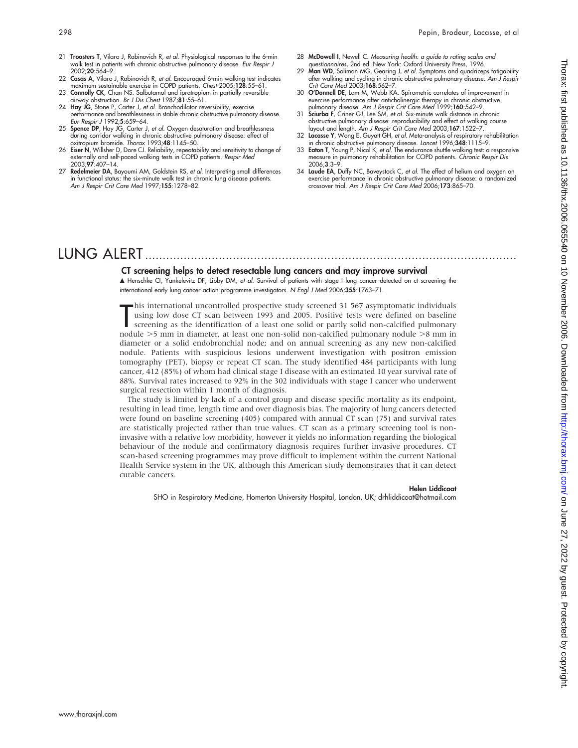21 **Troosters T**, Vilaro J, Rabinovich R, *et al*. Physiological responses to the 6-min walk test in patients with chronic obstructive pulmonary disease. *Eur Respir J* 2002;**20**:564–9.

22 **Casas A**, Vilaro J, Rabinovich R, *et al*. Encouraged 6-min walking test indicates maximum sustainable exercise in COPD patients. *Chest* 2005;**128**:55–61.

23 **Connolly CK**, Chan NS. Salbutamol and ipratropium in partially reversible airway obstruction. *Br J Dis Chest* 1987;**81**:55–61.

24 **Hay JG**, Stone P, Carter J, *et al*. Bronchodilator reversibility, exercise performance and breathlessness in stable chronic obstructive pulmonary disease. *Eur Respir J* 1992;**5**:659–64.

25 **Spence DP**, Hay JG, Carter J, *et al*. Oxygen desaturation and breathlessness during corridor walking in chronic obstructive pulmonary disease: effect of oxitropium bromide. *Thorax* 1993;**48**:1145–50.

26 **Eiser N**, Willsher D, Dore CJ. Reliability, repeatability and sensitivity to change of externally and self-paced walking tests in COPD patients. *Respir Med* 2003;**97**:407–14.

27 **Redelmeier DA**, Bayoumi AM, Goldstein RS, *et al*. Interpreting small differences in functional status: the six-minute walk test in chronic lung disease patients. *Am J Respir Crit Care Med* 1997;**155**:1278–82.

28 **McDowell I**, Newell C. *Measuring health: a guide to rating scales and questionnaires*, 2nd ed. New York: Oxford University Press, 1996.

29 **Man WD**, Soliman MG, Gearing J, *et al*. Symptoms and quadriceps fatigability after walking and cycling in chronic obstructive pulmonary disease. *Am J Respir Crit Care Med* 2003;**168**:562–7.

30 **O'Donnell DE**, Lam M, Webb KA. Spirometric correlates of improvement in exercise performance after anticholinergic therapy in chronic obstructive pulmonary disease. *Am J Respir Crit Care Med* 1999;**160**:542–9.

31 **Sciurba F**, Criner GJ, Lee SM, *et al*. Six-minute walk distance in chronic obstructive pulmonary disease: reproducibility and effect of walking course layout and length. *Am J Respir Crit Care Med* 2003;**167**:1522–7.

32 **Lacasse Y**, Wong E, Guyatt GH, *et al*. Meta-analysis of respiratory rehabilitation in chronic obstructive pulmonary disease. *Lancet* 1996;**348**:1115–9.

33 **Eaton T**, Young P, Nicol K, *et al*. The endurance shuttle walking test: a responsive measure in pulmonary rehabilitation for COPD patients. *Chronic Respir Dis* 2006;**3**:3–9.

34 **Laude EA**, Duffy NC, Baveystock C, *et al*. The effect of helium and oxygen on exercise performance in chronic obstructive pulmonary disease: a randomized crossover trial. *Am J Respir Crit Care Med* 2006;**173**:865–70.

# LUNG ALERT

## CT screening helps to detect resectable lung cancers and may improve survival

▲ Henschke CI, Yankelevitz DF, Libby DM, *et al*. Survival of patients with stage I lung cancer detected on ct screening the international early lung cancer action programme investigators. *N Engl J Med* 2006;**355**:1763–71.

This international uncontrolled prospective study screened 31 567 asymptomatic individuals using low dose CT scan between 1993 and 2005. Positive tests were defined on baseline screening as the identification of a least one solid or partly solid non-calcified pulmonary nodule >5 mm in diameter, at least one non-solid non-calcified pulmonary nodule >8 mm in diameter or a solid endobronchial node; and on annual screening as any new non-calcified nodule. Patients with suspicious lesions underwent investigation with positron emission tomography (PET), biopsy or repeat CT scan. The study identified 484 participants with lung cancer, 412 (85%) of whom had clinical stage I disease with an estimated 10 year survival rate of 88%. Survival rates increased to 92% in the 302 individuals with stage I cancer who underwent surgical resection within 1 month of diagnosis.

The study is limited by lack of a control group and disease specific mortality as its endpoint, resulting in lead time, length time and over diagnosis bias. The majority of lung cancers detected were found on baseline screening (405) compared with annual CT scan (75) and survival rates are statistically projected rather than true values. CT scan as a primary screening tool is non-invasive with a relative low morbidity, however it yields no information regarding the biological behaviour of the nodule and confirmatory diagnosis requires further invasive procedures. CT scan-based screening programmes may prove difficult to implement within the current National Health Service system in the UK, although this American study demonstrates that it can detect curable cancers.

**Helen Liddicoat**

SHO in Respiratory Medicine, Homerton University Hospital, London, UK; drhliddicoat@hotmail.com